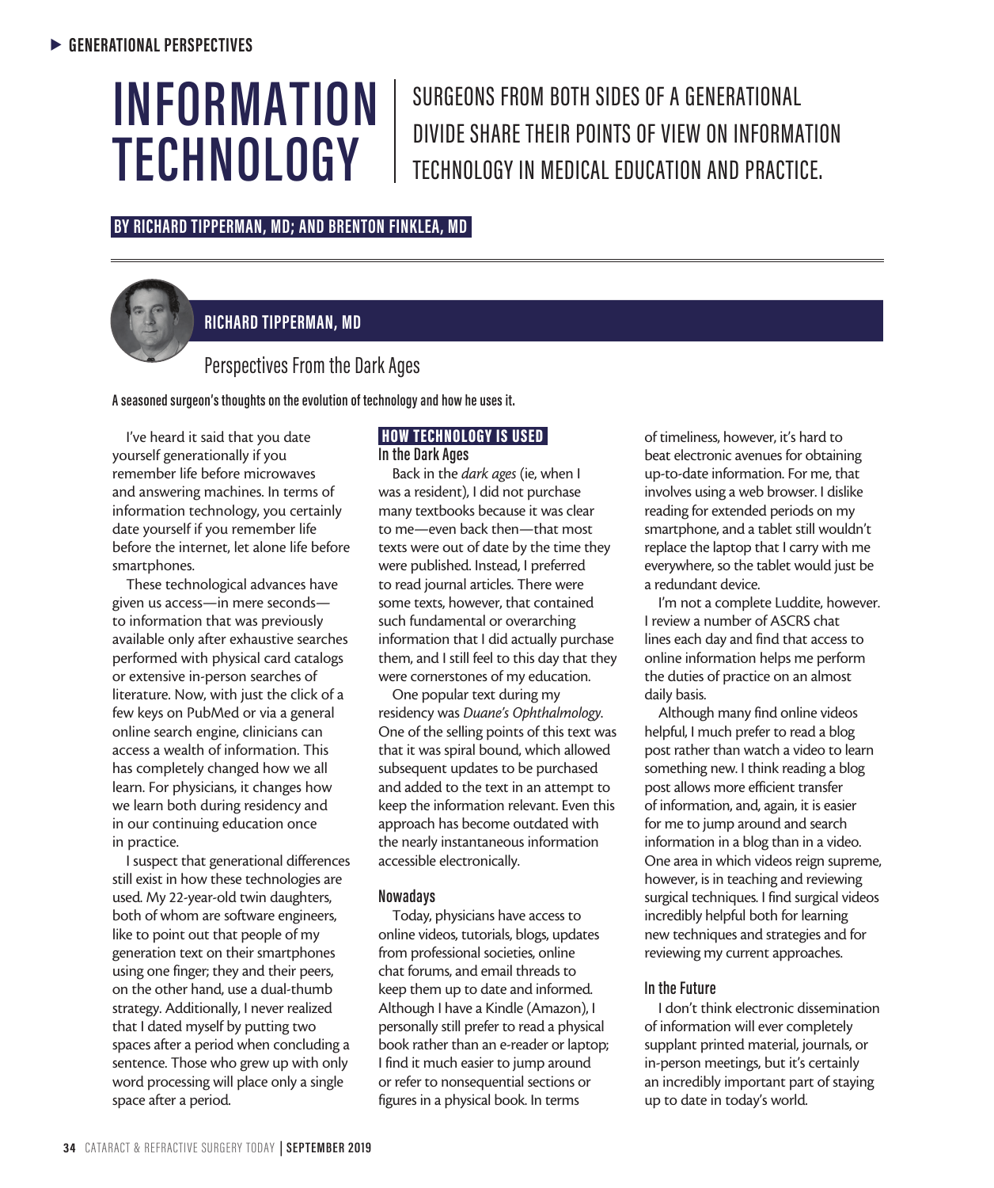▶ GENERATIONAL PERSPECTIVES

# INFORMATION TECHNOLOGY

SURGEONS FROM BOTH SIDES OF A GENERATIONAL DIVIDE SHARE THEIR POINTS OF VIEW ON INFORMATION TECHNOLOGY IN MEDICAL EDUCATION AND PRACTICE.

**BY RICHARD TIPPERMAN, MD; AND BRENTON FINKLEA, MD**

## RICHARD TIPPERMAN, MD

### Perspectives From the Dark Ages

**A seasoned surgeon's thoughts on the evolution of technology and how he uses it.**

I've heard it said that you date yourself generationally if you remember life before microwaves and answering machines. In terms of information technology, you certainly date yourself if you remember life before the internet, let alone life before smartphones.

These technological advances have given us access—in mere seconds—to information that was previously available only after exhaustive searches performed with physical card catalogs or extensive in-person searches of literature. Now, with just the click of a few keys on PubMed or via a general online search engine, clinicians can access a wealth of information. This has completely changed how we all learn. For physicians, it changes how we learn both during residency and in our continuing education once in practice.

I suspect that generational differences still exist in how these technologies are used. My 22-year-old twin daughters, both of whom are software engineers, like to point out that people of my generation text on their smartphones using one finger; they and their peers, on the other hand, use a dual-thumb strategy. Additionally, I never realized that I dated myself by putting two spaces after a period when concluding a sentence. Those who grew up with only word processing will place only a single space after a period.

#### HOW TECHNOLOGY IS USED

##### In the Dark Ages

Back in the *dark ages* (ie, when I was a resident), I did not purchase many textbooks because it was clear to me—even back then—that most texts were out of date by the time they were published. Instead, I preferred to read journal articles. There were some texts, however, that contained such fundamental or overarching information that I did actually purchase them, and I still feel to this day that they were cornerstones of my education.

One popular text during my residency was *Duane's Ophthalmology*. One of the selling points of this text was that it was spiral bound, which allowed subsequent updates to be purchased and added to the text in an attempt to keep the information relevant. Even this approach has become outdated with the nearly instantaneous information accessible electronically.

##### Nowadays

Today, physicians have access to online videos, tutorials, blogs, updates from professional societies, online chat forums, and email threads to keep them up to date and informed. Although I have a Kindle (Amazon), I personally still prefer to read a physical book rather than an e-reader or laptop; I find it much easier to jump around or refer to nonsequential sections or figures in a physical book. In terms of timeliness, however, it's hard to beat electronic avenues for obtaining up-to-date information. For me, that involves using a web browser. I dislike reading for extended periods on my smartphone, and a tablet still wouldn't replace the laptop that I carry with me everywhere, so the tablet would just be a redundant device.

I'm not a complete Luddite, however. I review a number of ASCRS chat lines each day and find that access to online information helps me perform the duties of practice on an almost daily basis.

Although many find online videos helpful, I much prefer to read a blog post rather than watch a video to learn something new. I think reading a blog post allows more efficient transfer of information, and, again, it is easier for me to jump around and search information in a blog than in a video. One area in which videos reign supreme, however, is in teaching and reviewing surgical techniques. I find surgical videos incredibly helpful both for learning new techniques and strategies and for reviewing my current approaches.

##### In the Future

I don't think electronic dissemination of information will ever completely supplant printed material, journals, or in-person meetings, but it's certainly an incredibly important part of staying up to date in today's world.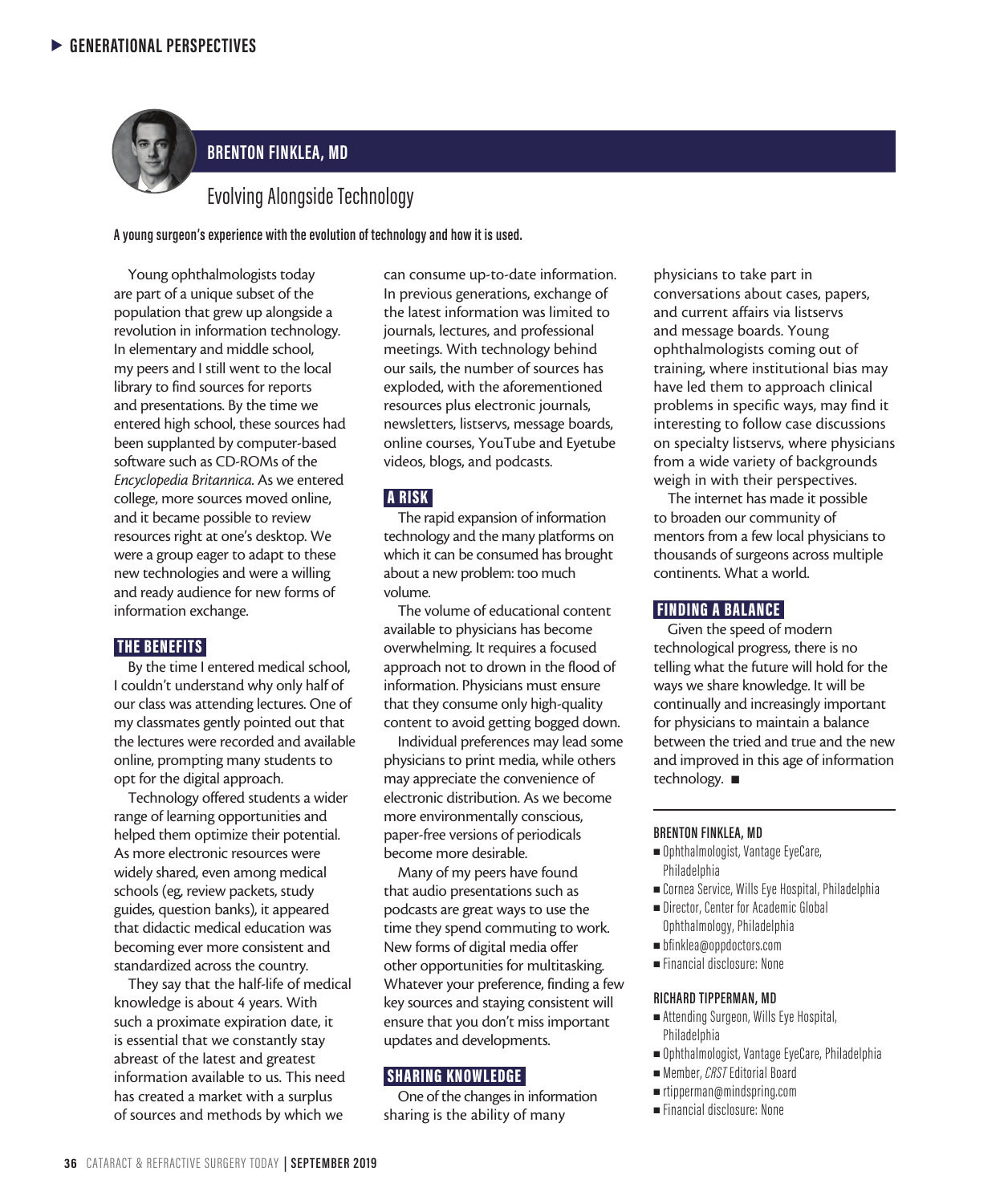## BRENTON FINKLEA, MD

### Evolving Alongside Technology

**A young surgeon's experience with the evolution of technology and how it is used.**

Young ophthalmologists today are part of a unique subset of the population that grew up alongside a revolution in information technology. In elementary and middle school, my peers and I still went to the local library to find sources for reports and presentations. By the time we entered high school, these sources had been supplanted by computer-based software such as CD-ROMs of the *Encyclopedia Britannica*. As we entered college, more sources moved online, and it became possible to review resources right at one's desktop. We were a group eager to adapt to these new technologies and were a willing and ready audience for new forms of information exchange.

#### THE BENEFITS

By the time I entered medical school, I couldn't understand why only half of our class was attending lectures. One of my classmates gently pointed out that the lectures were recorded and available online, prompting many students to opt for the digital approach.

Technology offered students a wider range of learning opportunities and helped them optimize their potential. As more electronic resources were widely shared, even among medical schools (eg, review packets, study guides, question banks), it appeared that didactic medical education was becoming ever more consistent and standardized across the country.

They say that the half-life of medical knowledge is about 4 years. With such a proximate expiration date, it is essential that we constantly stay abreast of the latest and greatest information available to us. This need has created a market with a surplus of sources and methods by which we can consume up-to-date information. In previous generations, exchange of the latest information was limited to journals, lectures, and professional meetings. With technology behind our sails, the number of sources has exploded, with the aforementioned resources plus electronic journals, newsletters, listservs, message boards, online courses, YouTube and Eyetube videos, blogs, and podcasts.

#### A RISK

The rapid expansion of information technology and the many platforms on which it can be consumed has brought about a new problem: too much volume.

The volume of educational content available to physicians has become overwhelming. It requires a focused approach not to drown in the flood of information. Physicians must ensure that they consume only high-quality content to avoid getting bogged down.

Individual preferences may lead some physicians to print media, while others may appreciate the convenience of electronic distribution. As we become more environmentally conscious, paper-free versions of periodicals become more desirable.

Many of my peers have found that audio presentations such as podcasts are great ways to use the time they spend commuting to work. New forms of digital media offer other opportunities for multitasking. Whatever your preference, finding a few key sources and staying consistent will ensure that you don't miss important updates and developments.

#### SHARING KNOWLEDGE

One of the changes in information sharing is the ability of many physicians to take part in conversations about cases, papers, and current affairs via listservs and message boards. Young ophthalmologists coming out of training, where institutional bias may have led them to approach clinical problems in specific ways, may find it interesting to follow case discussions on specialty listservs, where physicians from a wide variety of backgrounds weigh in with their perspectives.

The internet has made it possible to broaden our community of mentors from a few local physicians to thousands of surgeons across multiple continents. What a world.

#### FINDING A BALANCE

Given the speed of modern technological progress, there is no telling what the future will hold for the ways we share knowledge. It will be continually and increasingly important for physicians to maintain a balance between the tried and true and the new and improved in this age of information technology. ■

---

**BRENTON FINKLEA, MD**

- Ophthalmologist, Vantage EyeCare, Philadelphia
- Cornea Service, Wills Eye Hospital, Philadelphia
- Director, Center for Academic Global Ophthalmology, Philadelphia
- bfinklea@oppdoctors.com
- Financial disclosure: None

**RICHARD TIPPERMAN, MD**

- Attending Surgeon, Wills Eye Hospital, Philadelphia
- Ophthalmologist, Vantage EyeCare, Philadelphia
- Member, *CRST* Editorial Board
- rtipperman@mindspring.com
- Financial disclosure: None